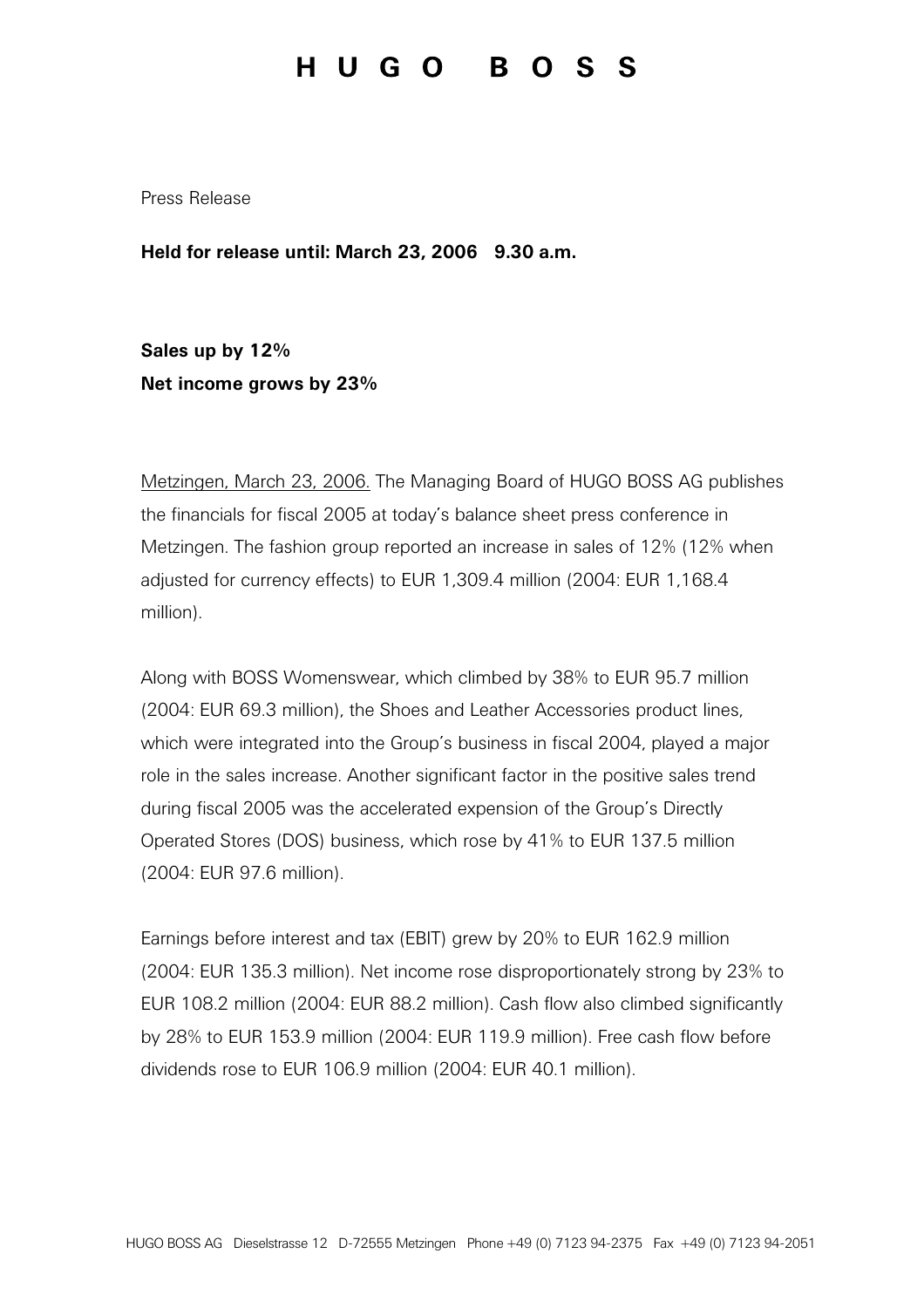# HUGO BOSS

Press Release

**Held for release until: March 23, 2006 9.30 a.m.**

**Sales up by 12%**
**Net income grows by 23%**

Metzingen, March 23, 2006. The Managing Board of HUGO BOSS AG publishes the financials for fiscal 2005 at today's balance sheet press conference in Metzingen. The fashion group reported an increase in sales of 12% (12% when adjusted for currency effects) to EUR 1,309.4 million (2004: EUR 1,168.4 million).

Along with BOSS Womenswear, which climbed by 38% to EUR 95.7 million (2004: EUR 69.3 million), the Shoes and Leather Accessories product lines, which were integrated into the Group's business in fiscal 2004, played a major role in the sales increase. Another significant factor in the positive sales trend during fiscal 2005 was the accelerated expension of the Group's Directly Operated Stores (DOS) business, which rose by 41% to EUR 137.5 million (2004: EUR 97.6 million).

Earnings before interest and tax (EBIT) grew by 20% to EUR 162.9 million (2004: EUR 135.3 million). Net income rose disproportionately strong by 23% to EUR 108.2 million (2004: EUR 88.2 million). Cash flow also climbed significantly by 28% to EUR 153.9 million (2004: EUR 119.9 million). Free cash flow before dividends rose to EUR 106.9 million (2004: EUR 40.1 million).

HUGO BOSS AG Dieselstrasse 12 D-72555 Metzingen Phone +49 (0) 7123 94-2375 Fax +49 (0) 7123 94-2051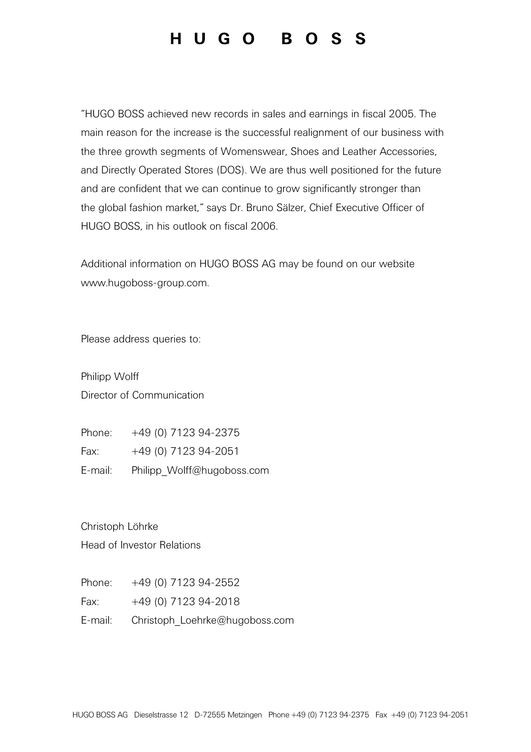"HUGO BOSS achieved new records in sales and earnings in fiscal 2005. The main reason for the increase is the successful realignment of our business with the three growth segments of Womenswear, Shoes and Leather Accessories, and Directly Operated Stores (DOS). We are thus well positioned for the future and are confident that we can continue to grow significantly stronger than the global fashion market," says Dr. Bruno Sälzer, Chief Executive Officer of HUGO BOSS, in his outlook on fiscal 2006.

Additional information on HUGO BOSS AG may be found on our website www.hugoboss-group.com.

Please address queries to:

Philipp Wolff
Director of Communication

Phone: +49 (0) 7123 94-2375
Fax: +49 (0) 7123 94-2051
E-mail: Philipp_Wolff@hugoboss.com

Christoph Löhrke
Head of Investor Relations

Phone: +49 (0) 7123 94-2552
Fax: +49 (0) 7123 94-2018
E-mail: Christoph_Loehrke@hugoboss.com